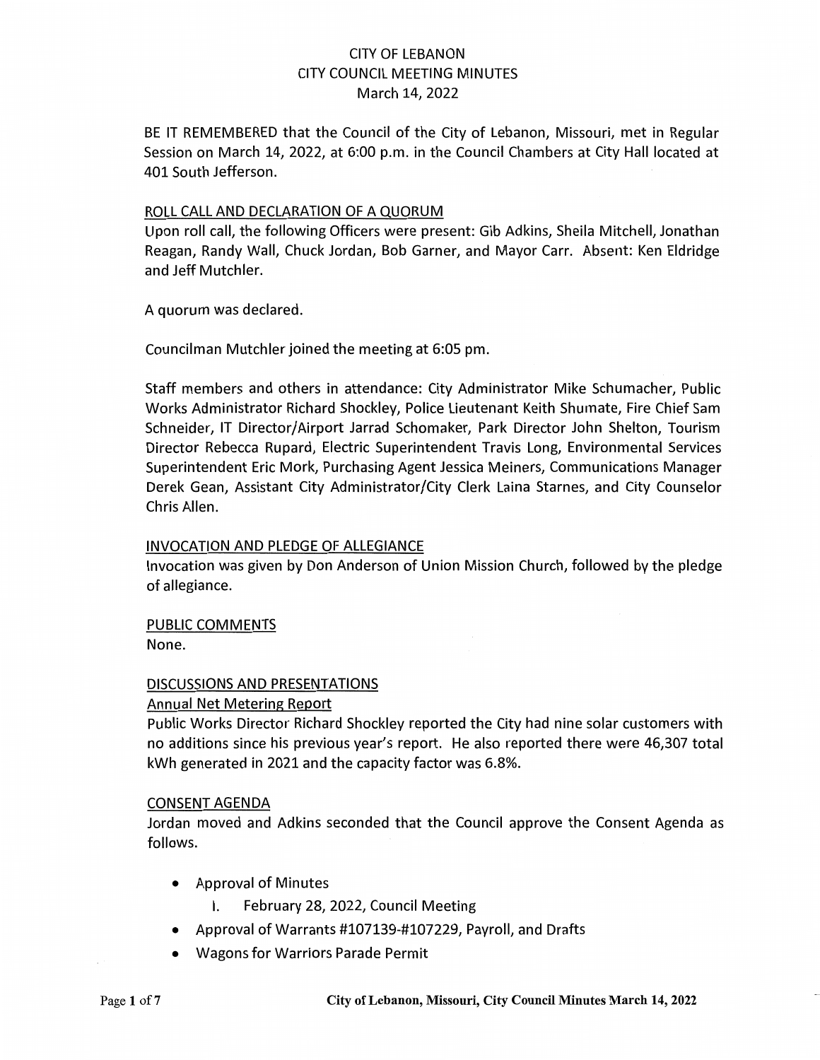# CITY OF LEBANON
## CITY COUNCIL MEETING MINUTES
### March 14, 2022

BE IT REMEMBERED that the Council of the City of Lebanon, Missouri, met in Regular Session on March 14, 2022, at 6:00 p.m. in the Council Chambers at City Hall located at 401 South Jefferson.

ROLL CALL AND DECLARATION OF A QUORUM

Upon roll call, the following Officers were present: Gib Adkins, Sheila Mitchell, Jonathan Reagan, Randy Wall, Chuck Jordan, Bob Garner, and Mayor Carr. Absent: Ken Eldridge and Jeff Mutchler.

A quorum was declared.

Councilman Mutchler joined the meeting at 6:05 pm.

Staff members and others in attendance: City Administrator Mike Schumacher, Public Works Administrator Richard Shockley, Police Lieutenant Keith Shumate, Fire Chief Sam Schneider, IT Director/Airport Jarrad Schomaker, Park Director John Shelton, Tourism Director Rebecca Rupard, Electric Superintendent Travis Long, Environmental Services Superintendent Eric Mork, Purchasing Agent Jessica Meiners, Communications Manager Derek Gean, Assistant City Administrator/City Clerk Laina Starnes, and City Counselor Chris Allen.

INVOCATION AND PLEDGE OF ALLEGIANCE

Invocation was given by Don Anderson of Union Mission Church, followed by the pledge of allegiance.

PUBLIC COMMENTS

None.

DISCUSSIONS AND PRESENTATIONS

Annual Net Metering Report

Public Works Director Richard Shockley reported the City had nine solar customers with no additions since his previous year's report. He also reported there were 46,307 total kWh generated in 2021 and the capacity factor was 6.8%.

CONSENT AGENDA

Jordan moved and Adkins seconded that the Council approve the Consent Agenda as follows.

- Approval of Minutes
  I. February 28, 2022, Council Meeting
- Approval of Warrants #107139-#107229, Payroll, and Drafts
- Wagons for Warriors Parade Permit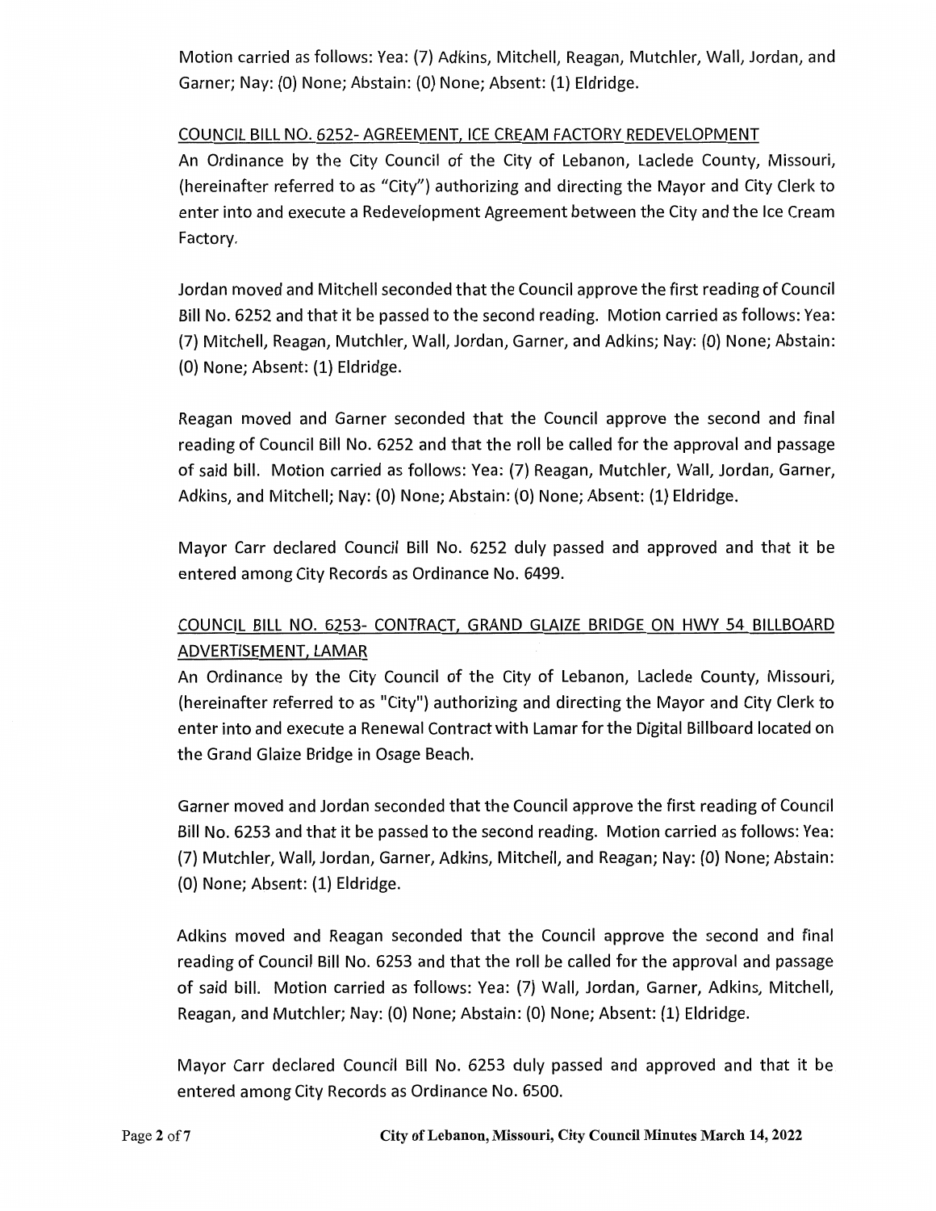Motion carried as follows: Yea: (7) Adkins, Mitchell, Reagan, Mutchler, Wall, Jordan, and Garner; Nay: (0) None; Abstain: (0) None; Absent: (1) Eldridge.

COUNCIL BILL NO. 6252- AGREEMENT, ICE CREAM FACTORY REDEVELOPMENT

An Ordinance by the City Council of the City of Lebanon, Laclede County, Missouri, (hereinafter referred to as "City") authorizing and directing the Mayor and City Clerk to enter into and execute a Redevelopment Agreement between the City and the Ice Cream Factory.

Jordan moved and Mitchell seconded that the Council approve the first reading of Council Bill No. 6252 and that it be passed to the second reading. Motion carried as follows: Yea: (7) Mitchell, Reagan, Mutchler, Wall, Jordan, Garner, and Adkins; Nay: (0) None; Abstain: (0) None; Absent: (1) Eldridge.

Reagan moved and Garner seconded that the Council approve the second and final reading of Council Bill No. 6252 and that the roll be called for the approval and passage of said bill. Motion carried as follows: Yea: (7) Reagan, Mutchler, Wall, Jordan, Garner, Adkins, and Mitchell; Nay: (0) None; Abstain: (0) None; Absent: (1) Eldridge.

Mayor Carr declared Council Bill No. 6252 duly passed and approved and that it be entered among City Records as Ordinance No. 6499.

COUNCIL BILL NO. 6253- CONTRACT, GRAND GLAIZE BRIDGE ON HWY 54 BILLBOARD ADVERTISEMENT, LAMAR

An Ordinance by the City Council of the City of Lebanon, Laclede County, Missouri, (hereinafter referred to as "City") authorizing and directing the Mayor and City Clerk to enter into and execute a Renewal Contract with Lamar for the Digital Billboard located on the Grand Glaize Bridge in Osage Beach.

Garner moved and Jordan seconded that the Council approve the first reading of Council Bill No. 6253 and that it be passed to the second reading. Motion carried as follows: Yea: (7) Mutchler, Wall, Jordan, Garner, Adkins, Mitchell, and Reagan; Nay: (0) None; Abstain: (0) None; Absent: (1) Eldridge.

Adkins moved and Reagan seconded that the Council approve the second and final reading of Council Bill No. 6253 and that the roll be called for the approval and passage of said bill. Motion carried as follows: Yea: (7) Wall, Jordan, Garner, Adkins, Mitchell, Reagan, and Mutchler; Nay: (0) None; Abstain: (0) None; Absent: (1) Eldridge.

Mayor Carr declared Council Bill No. 6253 duly passed and approved and that it be entered among City Records as Ordinance No. 6500.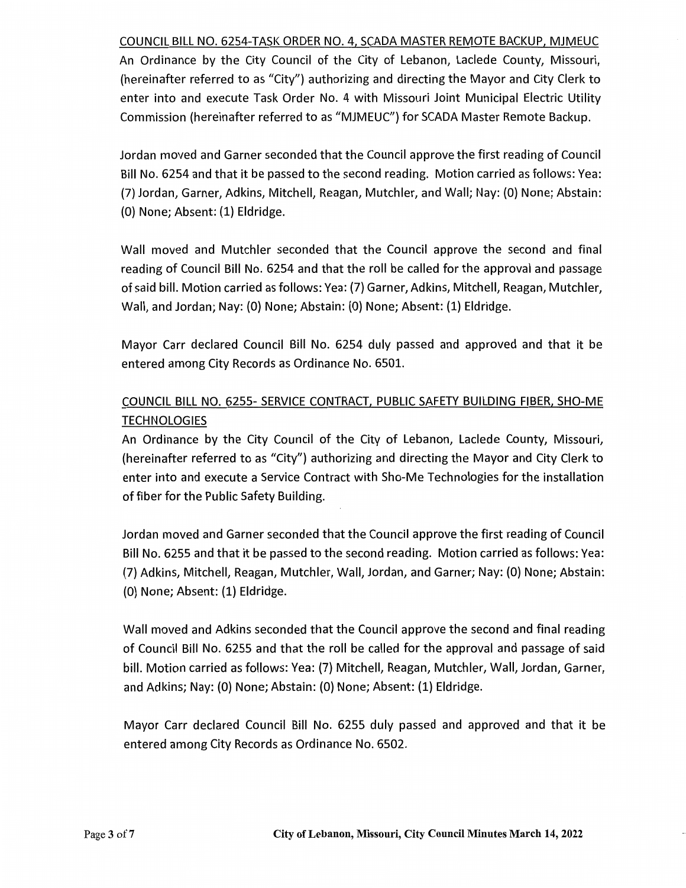COUNCIL BILL NO. 6254-TASK ORDER NO. 4, SCADA MASTER REMOTE BACKUP, MJMEUC

An Ordinance by the City Council of the City of Lebanon, Laclede County, Missouri, (hereinafter referred to as "City") authorizing and directing the Mayor and City Clerk to enter into and execute Task Order No. 4 with Missouri Joint Municipal Electric Utility Commission (hereinafter referred to as "MJMEUC") for SCADA Master Remote Backup.

Jordan moved and Garner seconded that the Council approve the first reading of Council Bill No. 6254 and that it be passed to the second reading. Motion carried as follows: Yea: (7) Jordan, Garner, Adkins, Mitchell, Reagan, Mutchler, and Wall; Nay: (0) None; Abstain: (0) None; Absent: (1) Eldridge.

Wall moved and Mutchler seconded that the Council approve the second and final reading of Council Bill No. 6254 and that the roll be called for the approval and passage of said bill. Motion carried as follows: Yea: (7) Garner, Adkins, Mitchell, Reagan, Mutchler, Wall, and Jordan; Nay: (0) None; Abstain: (0) None; Absent: (1) Eldridge.

Mayor Carr declared Council Bill No. 6254 duly passed and approved and that it be entered among City Records as Ordinance No. 6501.

COUNCIL BILL NO. 6255- SERVICE CONTRACT, PUBLIC SAFETY BUILDING FIBER, SHO-ME TECHNOLOGIES

An Ordinance by the City Council of the City of Lebanon, Laclede County, Missouri, (hereinafter referred to as "City") authorizing and directing the Mayor and City Clerk to enter into and execute a Service Contract with Sho-Me Technologies for the installation of fiber for the Public Safety Building.

Jordan moved and Garner seconded that the Council approve the first reading of Council Bill No. 6255 and that it be passed to the second reading. Motion carried as follows: Yea: (7) Adkins, Mitchell, Reagan, Mutchler, Wall, Jordan, and Garner; Nay: (0) None; Abstain: (0) None; Absent: (1) Eldridge.

Wall moved and Adkins seconded that the Council approve the second and final reading of Council Bill No. 6255 and that the roll be called for the approval and passage of said bill. Motion carried as follows: Yea: (7) Mitchell, Reagan, Mutchler, Wall, Jordan, Garner, and Adkins; Nay: (0) None; Abstain: (0) None; Absent: (1) Eldridge.

Mayor Carr declared Council Bill No. 6255 duly passed and approved and that it be entered among City Records as Ordinance No. 6502.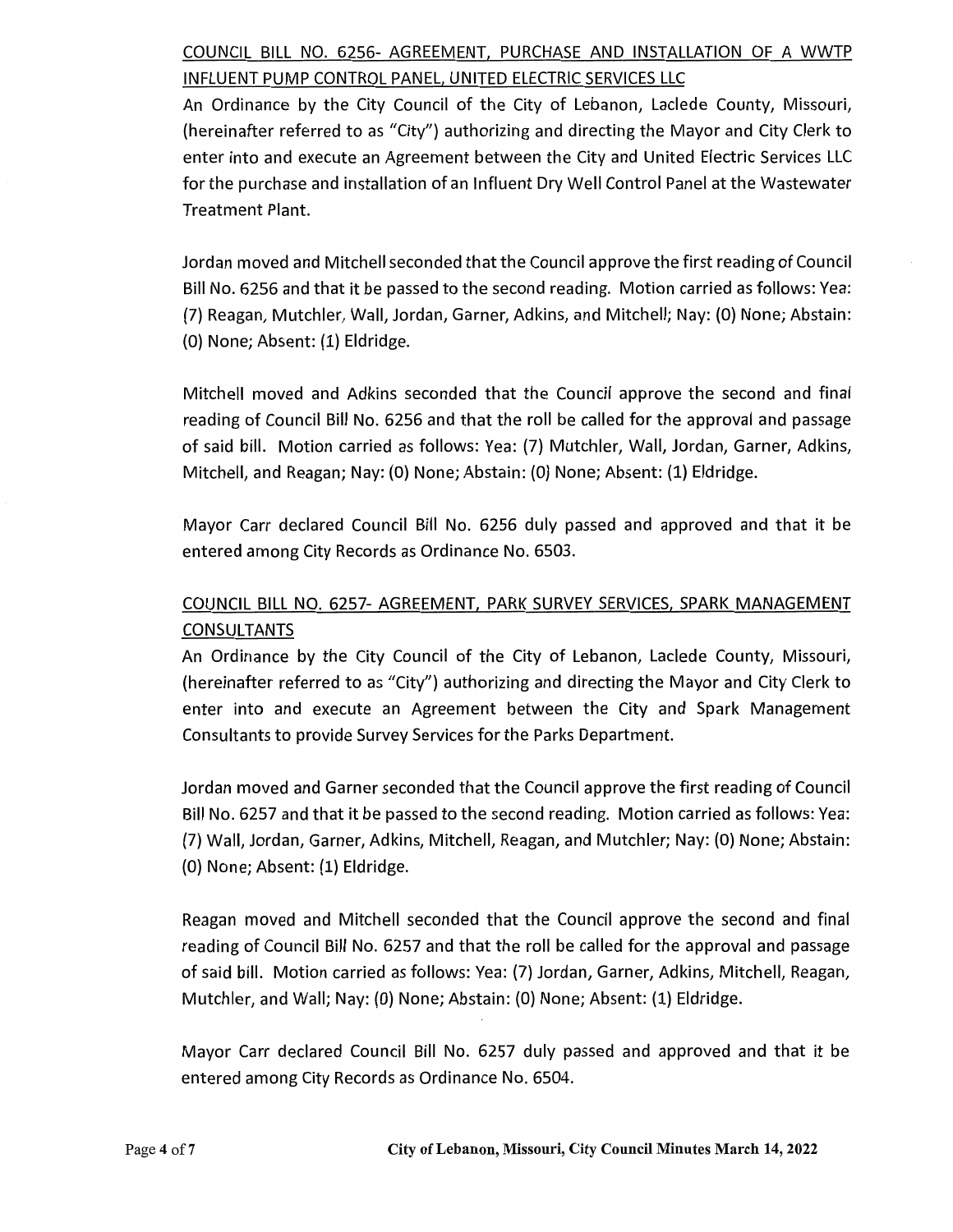## COUNCIL BILL NO. 6256- AGREEMENT, PURCHASE AND INSTALLATION OF A WWTP INFLUENT PUMP CONTROL PANEL, UNITED ELECTRIC SERVICES LLC

An Ordinance by the City Council of the City of Lebanon, Laclede County, Missouri, (hereinafter referred to as "City") authorizing and directing the Mayor and City Clerk to enter into and execute an Agreement between the City and United Electric Services LLC for the purchase and installation of an Influent Dry Well Control Panel at the Wastewater Treatment Plant.

Jordan moved and Mitchell seconded that the Council approve the first reading of Council Bill No. 6256 and that it be passed to the second reading. Motion carried as follows: Yea: (7) Reagan, Mutchler, Wall, Jordan, Garner, Adkins, and Mitchell; Nay: (0) None; Abstain: (0) None; Absent: (1) Eldridge.

Mitchell moved and Adkins seconded that the Council approve the second and final reading of Council Bill No. 6256 and that the roll be called for the approval and passage of said bill. Motion carried as follows: Yea: (7) Mutchler, Wall, Jordan, Garner, Adkins, Mitchell, and Reagan; Nay: (0) None; Abstain: (0) None; Absent: (1) Eldridge.

Mayor Carr declared Council Bill No. 6256 duly passed and approved and that it be entered among City Records as Ordinance No. 6503.

## COUNCIL BILL NO. 6257- AGREEMENT, PARK SURVEY SERVICES, SPARK MANAGEMENT CONSULTANTS

An Ordinance by the City Council of the City of Lebanon, Laclede County, Missouri, (hereinafter referred to as "City") authorizing and directing the Mayor and City Clerk to enter into and execute an Agreement between the City and Spark Management Consultants to provide Survey Services for the Parks Department.

Jordan moved and Garner seconded that the Council approve the first reading of Council Bill No. 6257 and that it be passed to the second reading. Motion carried as follows: Yea: (7) Wall, Jordan, Garner, Adkins, Mitchell, Reagan, and Mutchler; Nay: (0) None; Abstain: (0) None; Absent: (1) Eldridge.

Reagan moved and Mitchell seconded that the Council approve the second and final reading of Council Bill No. 6257 and that the roll be called for the approval and passage of said bill. Motion carried as follows: Yea: (7) Jordan, Garner, Adkins, Mitchell, Reagan, Mutchler, and Wall; Nay: (0) None; Abstain: (0) None; Absent: (1) Eldridge.

Mayor Carr declared Council Bill No. 6257 duly passed and approved and that it be entered among City Records as Ordinance No. 6504.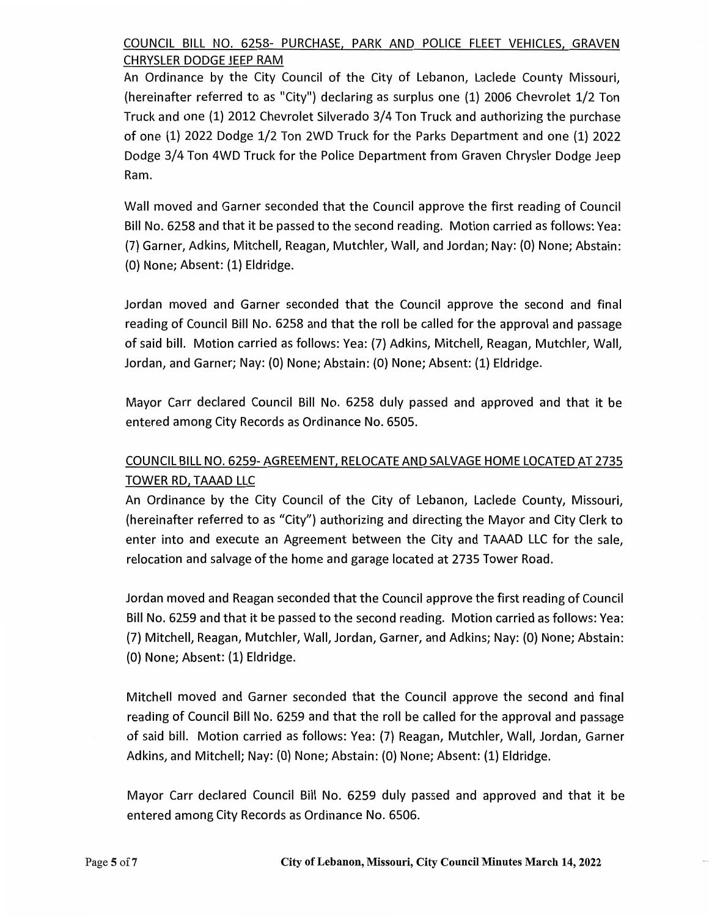COUNCIL BILL NO. 6258- PURCHASE, PARK AND POLICE FLEET VEHICLES, GRAVEN CHRYSLER DODGE JEEP RAM

An Ordinance by the City Council of the City of Lebanon, Laclede County Missouri, (hereinafter referred to as "City") declaring as surplus one (1) 2006 Chevrolet 1/2 Ton Truck and one (1) 2012 Chevrolet Silverado 3/4 Ton Truck and authorizing the purchase of one (1) 2022 Dodge 1/2 Ton 2WD Truck for the Parks Department and one (1) 2022 Dodge 3/4 Ton 4WD Truck for the Police Department from Graven Chrysler Dodge Jeep Ram.

Wall moved and Garner seconded that the Council approve the first reading of Council Bill No. 6258 and that it be passed to the second reading. Motion carried as follows: Yea: (7) Garner, Adkins, Mitchell, Reagan, Mutchler, Wall, and Jordan; Nay: (0) None; Abstain: (0) None; Absent: (1) Eldridge.

Jordan moved and Garner seconded that the Council approve the second and final reading of Council Bill No. 6258 and that the roll be called for the approval and passage of said bill. Motion carried as follows: Yea: (7) Adkins, Mitchell, Reagan, Mutchler, Wall, Jordan, and Garner; Nay: (0) None; Abstain: (0) None; Absent: (1) Eldridge.

Mayor Carr declared Council Bill No. 6258 duly passed and approved and that it be entered among City Records as Ordinance No. 6505.

COUNCIL BILL NO. 6259- AGREEMENT, RELOCATE AND SALVAGE HOME LOCATED AT 2735 TOWER RD, TAAAD LLC

An Ordinance by the City Council of the City of Lebanon, Laclede County, Missouri, (hereinafter referred to as "City") authorizing and directing the Mayor and City Clerk to enter into and execute an Agreement between the City and TAAAD LLC for the sale, relocation and salvage of the home and garage located at 2735 Tower Road.

Jordan moved and Reagan seconded that the Council approve the first reading of Council Bill No. 6259 and that it be passed to the second reading. Motion carried as follows: Yea: (7) Mitchell, Reagan, Mutchler, Wall, Jordan, Garner, and Adkins; Nay: (0) None; Abstain: (0) None; Absent: (1) Eldridge.

Mitchell moved and Garner seconded that the Council approve the second and final reading of Council Bill No. 6259 and that the roll be called for the approval and passage of said bill. Motion carried as follows: Yea: (7) Reagan, Mutchler, Wall, Jordan, Garner Adkins, and Mitchell; Nay: (0) None; Abstain: (0) None; Absent: (1) Eldridge.

Mayor Carr declared Council Bill No. 6259 duly passed and approved and that it be entered among City Records as Ordinance No. 6506.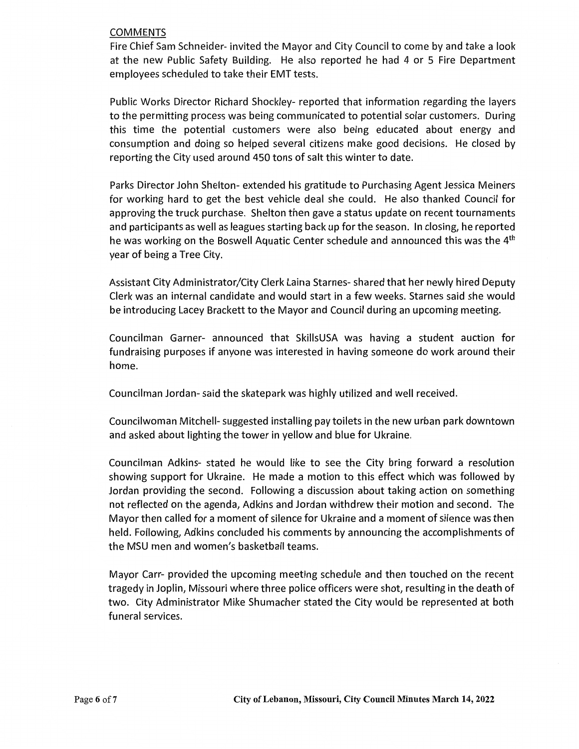## COMMENTS

Fire Chief Sam Schneider- invited the Mayor and City Council to come by and take a look at the new Public Safety Building. He also reported he had 4 or 5 Fire Department employees scheduled to take their EMT tests.

Public Works Director Richard Shockley- reported that information regarding the layers to the permitting process was being communicated to potential solar customers. During this time the potential customers were also being educated about energy and consumption and doing so helped several citizens make good decisions. He closed by reporting the City used around 450 tons of salt this winter to date.

Parks Director John Shelton- extended his gratitude to Purchasing Agent Jessica Meiners for working hard to get the best vehicle deal she could. He also thanked Council for approving the truck purchase. Shelton then gave a status update on recent tournaments and participants as well as leagues starting back up for the season. In closing, he reported he was working on the Boswell Aquatic Center schedule and announced this was the 4th year of being a Tree City.

Assistant City Administrator/City Clerk Laina Starnes- shared that her newly hired Deputy Clerk was an internal candidate and would start in a few weeks. Starnes said she would be introducing Lacey Brackett to the Mayor and Council during an upcoming meeting.

Councilman Garner- announced that SkillsUSA was having a student auction for fundraising purposes if anyone was interested in having someone do work around their home.

Councilman Jordan- said the skatepark was highly utilized and well received.

Councilwoman Mitchell- suggested installing pay toilets in the new urban park downtown and asked about lighting the tower in yellow and blue for Ukraine.

Councilman Adkins- stated he would like to see the City bring forward a resolution showing support for Ukraine. He made a motion to this effect which was followed by Jordan providing the second. Following a discussion about taking action on something not reflected on the agenda, Adkins and Jordan withdrew their motion and second. The Mayor then called for a moment of silence for Ukraine and a moment of silence was then held. Following, Adkins concluded his comments by announcing the accomplishments of the MSU men and women's basketball teams.

Mayor Carr- provided the upcoming meeting schedule and then touched on the recent tragedy in Joplin, Missouri where three police officers were shot, resulting in the death of two. City Administrator Mike Shumacher stated the City would be represented at both funeral services.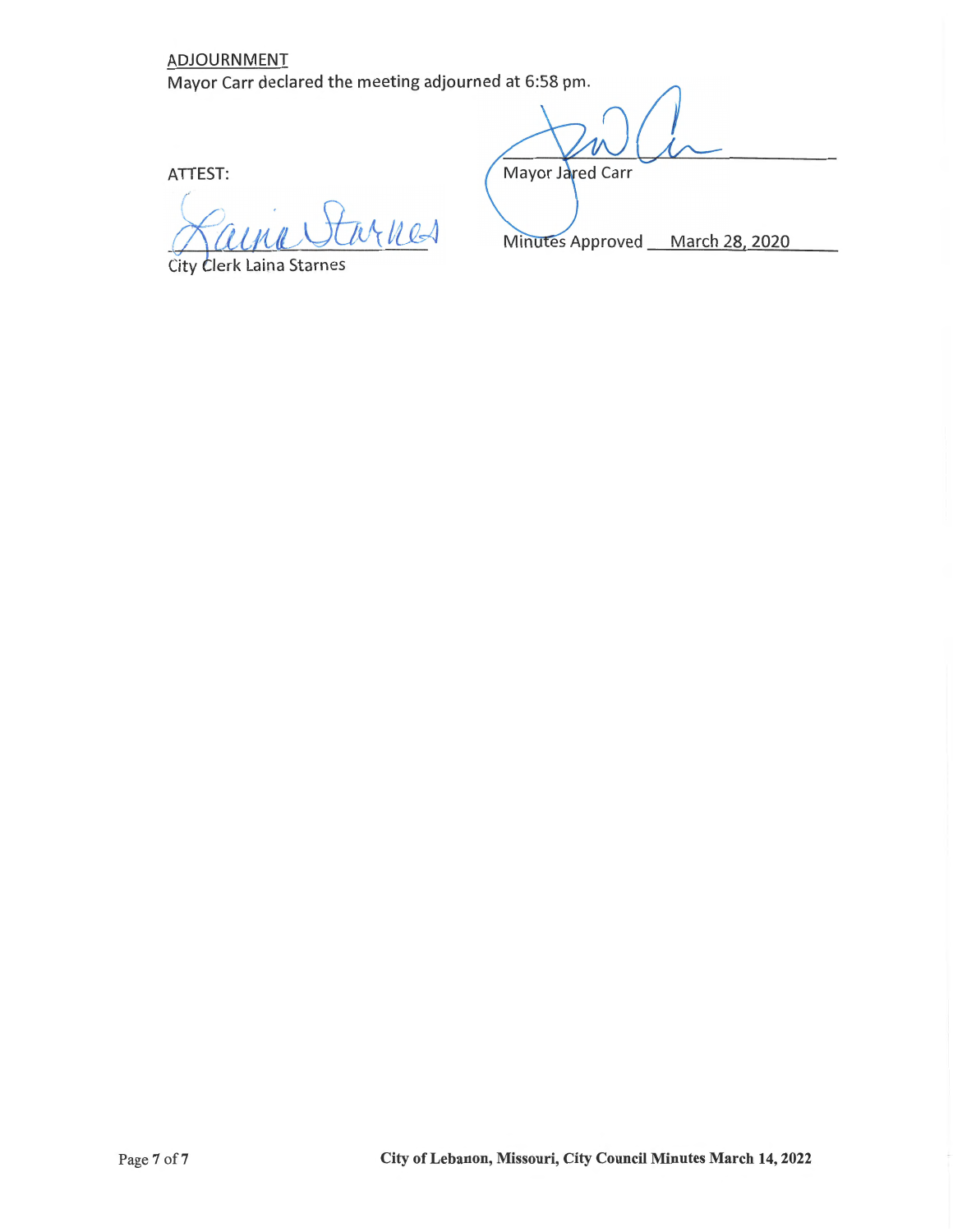ADJOURNMENT

Mayor Carr declared the meeting adjourned at 6:58 pm.

ATTEST:

City Clerk Laina Starnes

Mayor Jared Carr

Minutes Approved March 28, 2020